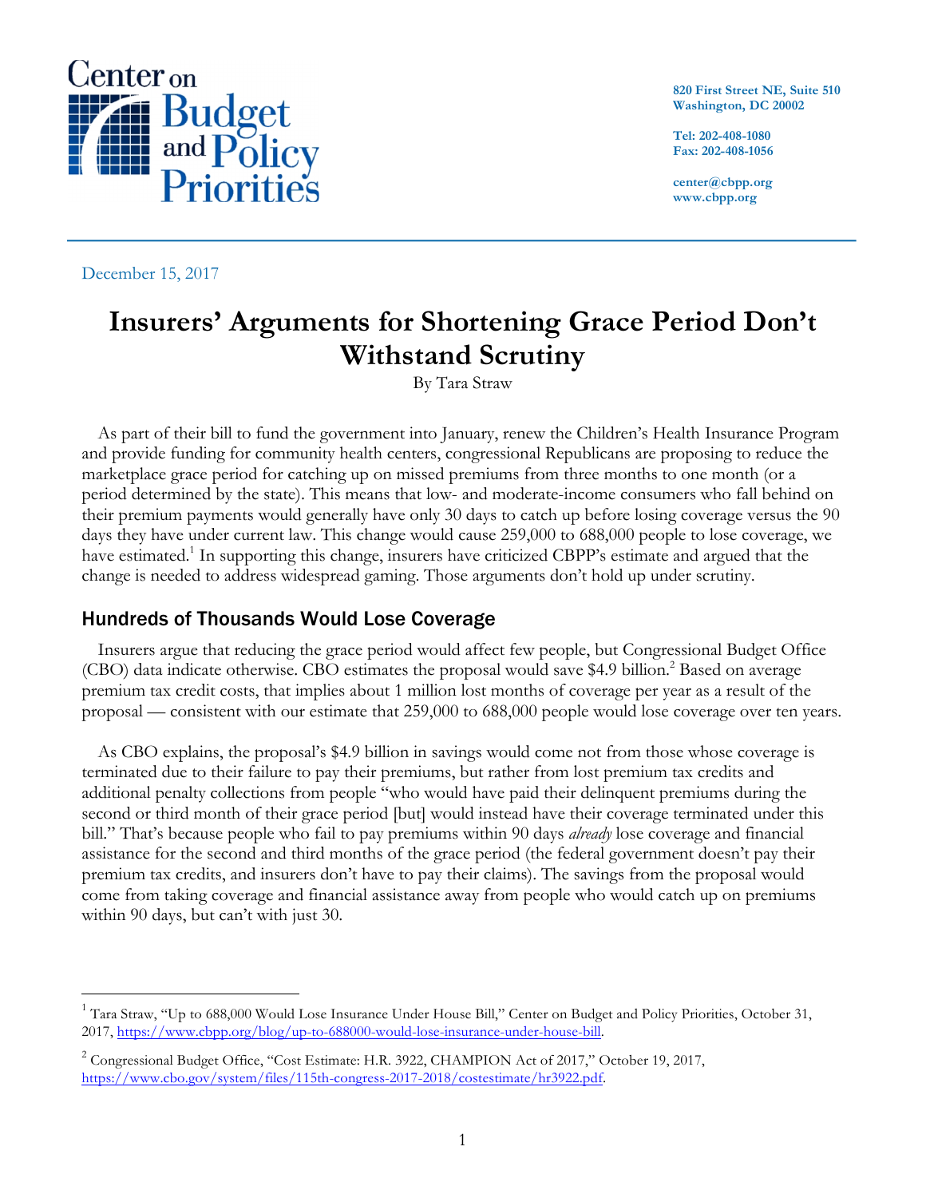Center on Budget and Policy Priorities

820 First Street NE, Suite 510
Washington, DC 20002

Tel: 202-408-1080
Fax: 202-408-1056

center@cbpp.org
www.cbpp.org

December 15, 2017

# Insurers' Arguments for Shortening Grace Period Don't Withstand Scrutiny

By Tara Straw

As part of their bill to fund the government into January, renew the Children's Health Insurance Program and provide funding for community health centers, congressional Republicans are proposing to reduce the marketplace grace period for catching up on missed premiums from three months to one month (or a period determined by the state). This means that low- and moderate-income consumers who fall behind on their premium payments would generally have only 30 days to catch up before losing coverage versus the 90 days they have under current law. This change would cause 259,000 to 688,000 people to lose coverage, we have estimated.[1] In supporting this change, insurers have criticized CBPP's estimate and argued that the change is needed to address widespread gaming. Those arguments don't hold up under scrutiny.

## Hundreds of Thousands Would Lose Coverage

Insurers argue that reducing the grace period would affect few people, but Congressional Budget Office (CBO) data indicate otherwise. CBO estimates the proposal would save $4.9 billion.[2] Based on average premium tax credit costs, that implies about 1 million lost months of coverage per year as a result of the proposal — consistent with our estimate that 259,000 to 688,000 people would lose coverage over ten years.

As CBO explains, the proposal's $4.9 billion in savings would come not from those whose coverage is terminated due to their failure to pay their premiums, but rather from lost premium tax credits and additional penalty collections from people "who would have paid their delinquent premiums during the second or third month of their grace period [but] would instead have their coverage terminated under this bill." That's because people who fail to pay premiums within 90 days *already* lose coverage and financial assistance for the second and third months of the grace period (the federal government doesn't pay their premium tax credits, and insurers don't have to pay their claims). The savings from the proposal would come from taking coverage and financial assistance away from people who would catch up on premiums within 90 days, but can't with just 30.

---

[1] Tara Straw, "Up to 688,000 Would Lose Insurance Under House Bill," Center on Budget and Policy Priorities, October 31, 2017, https://www.cbpp.org/blog/up-to-688000-would-lose-insurance-under-house-bill.

[2] Congressional Budget Office, "Cost Estimate: H.R. 3922, CHAMPION Act of 2017," October 19, 2017, https://www.cbo.gov/system/files/115th-congress-2017-2018/costestimate/hr3922.pdf.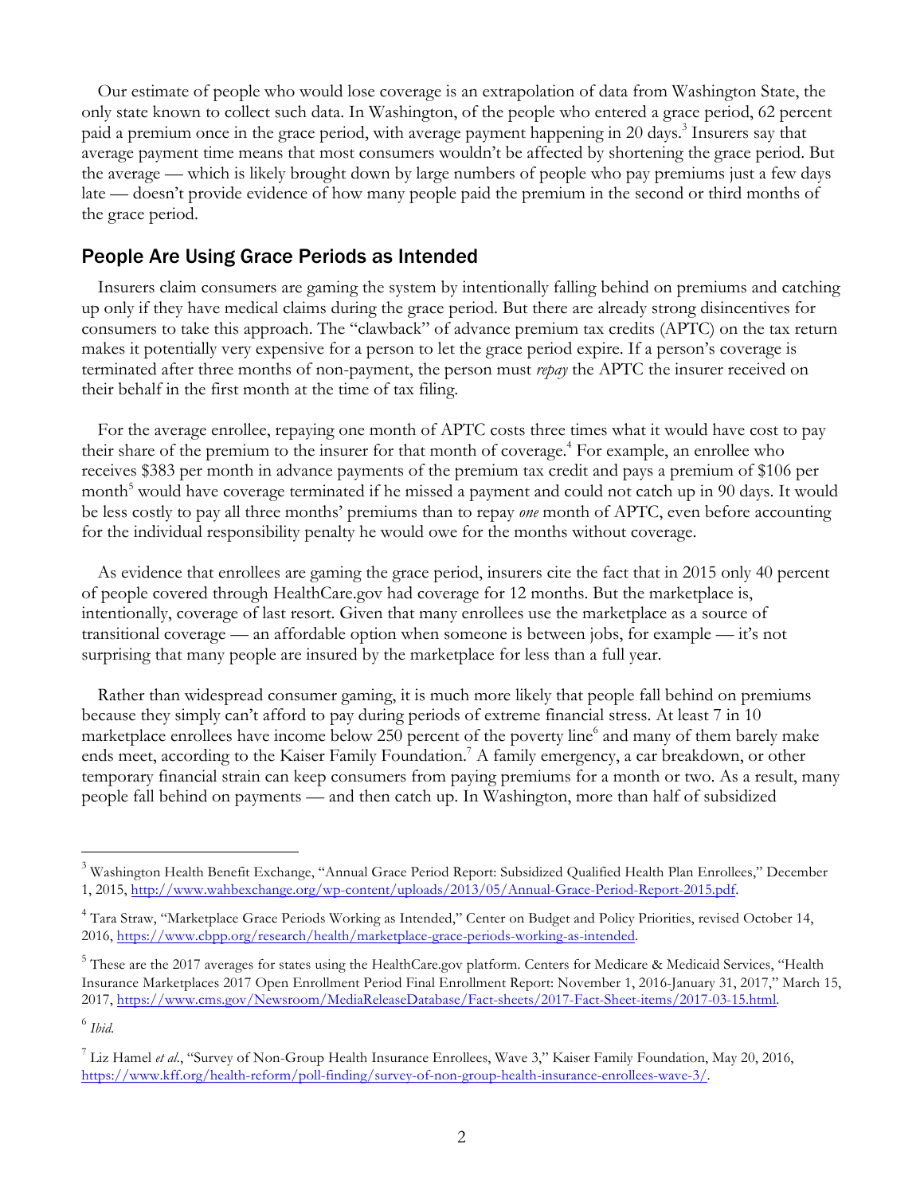Our estimate of people who would lose coverage is an extrapolation of data from Washington State, the only state known to collect such data. In Washington, of the people who entered a grace period, 62 percent paid a premium once in the grace period, with average payment happening in 20 days.[3] Insurers say that average payment time means that most consumers wouldn't be affected by shortening the grace period. But the average — which is likely brought down by large numbers of people who pay premiums just a few days late — doesn't provide evidence of how many people paid the premium in the second or third months of the grace period.

## People Are Using Grace Periods as Intended

Insurers claim consumers are gaming the system by intentionally falling behind on premiums and catching up only if they have medical claims during the grace period. But there are already strong disincentives for consumers to take this approach. The "clawback" of advance premium tax credits (APTC) on the tax return makes it potentially very expensive for a person to let the grace period expire. If a person's coverage is terminated after three months of non-payment, the person must *repay* the APTC the insurer received on their behalf in the first month at the time of tax filing.

For the average enrollee, repaying one month of APTC costs three times what it would have cost to pay their share of the premium to the insurer for that month of coverage.[4] For example, an enrollee who receives $383 per month in advance payments of the premium tax credit and pays a premium of $106 per month[5] would have coverage terminated if he missed a payment and could not catch up in 90 days. It would be less costly to pay all three months' premiums than to repay *one* month of APTC, even before accounting for the individual responsibility penalty he would owe for the months without coverage.

As evidence that enrollees are gaming the grace period, insurers cite the fact that in 2015 only 40 percent of people covered through HealthCare.gov had coverage for 12 months. But the marketplace is, intentionally, coverage of last resort. Given that many enrollees use the marketplace as a source of transitional coverage — an affordable option when someone is between jobs, for example — it's not surprising that many people are insured by the marketplace for less than a full year.

Rather than widespread consumer gaming, it is much more likely that people fall behind on premiums because they simply can't afford to pay during periods of extreme financial stress. At least 7 in 10 marketplace enrollees have income below 250 percent of the poverty line[6] and many of them barely make ends meet, according to the Kaiser Family Foundation.[7] A family emergency, a car breakdown, or other temporary financial strain can keep consumers from paying premiums for a month or two. As a result, many people fall behind on payments — and then catch up. In Washington, more than half of subsidized

---

[3] Washington Health Benefit Exchange, "Annual Grace Period Report: Subsidized Qualified Health Plan Enrollees," December 1, 2015, http://www.wahbexchange.org/wp-content/uploads/2013/05/Annual-Grace-Period-Report-2015.pdf.

[4] Tara Straw, "Marketplace Grace Periods Working as Intended," Center on Budget and Policy Priorities, revised October 14, 2016, https://www.cbpp.org/research/health/marketplace-grace-periods-working-as-intended.

[5] These are the 2017 averages for states using the HealthCare.gov platform. Centers for Medicare & Medicaid Services, "Health Insurance Marketplaces 2017 Open Enrollment Period Final Enrollment Report: November 1, 2016-January 31, 2017," March 15, 2017, https://www.cms.gov/Newsroom/MediaReleaseDatabase/Fact-sheets/2017-Fact-Sheet-items/2017-03-15.html.

[6] *Ibid.*

[7] Liz Hamel *et al.*, "Survey of Non-Group Health Insurance Enrollees, Wave 3," Kaiser Family Foundation, May 20, 2016, https://www.kff.org/health-reform/poll-finding/survey-of-non-group-health-insurance-enrollees-wave-3/.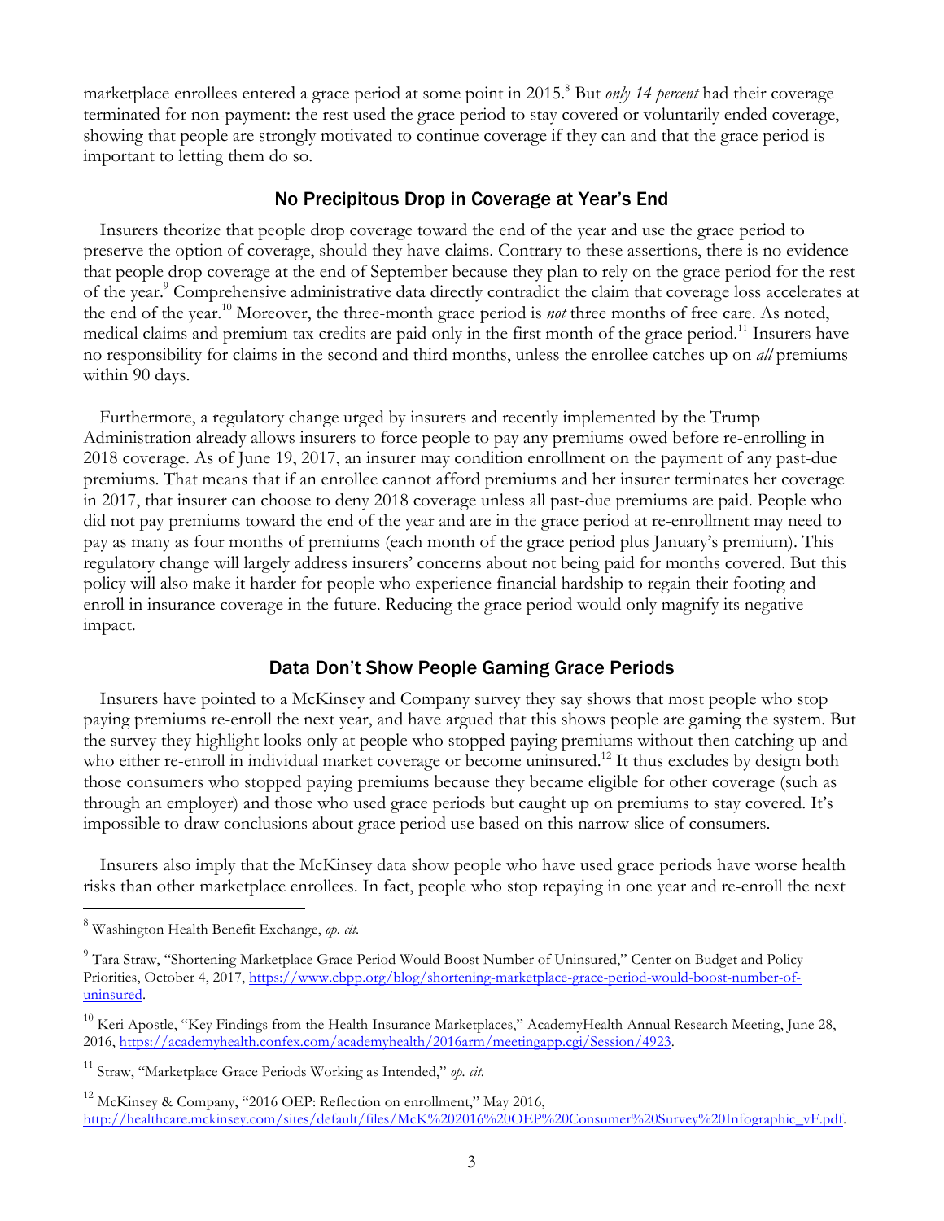marketplace enrollees entered a grace period at some point in 2015.[8] But *only 14 percent* had their coverage terminated for non-payment: the rest used the grace period to stay covered or voluntarily ended coverage, showing that people are strongly motivated to continue coverage if they can and that the grace period is important to letting them do so.

## No Precipitous Drop in Coverage at Year's End

Insurers theorize that people drop coverage toward the end of the year and use the grace period to preserve the option of coverage, should they have claims. Contrary to these assertions, there is no evidence that people drop coverage at the end of September because they plan to rely on the grace period for the rest of the year.[9] Comprehensive administrative data directly contradict the claim that coverage loss accelerates at the end of the year.[10] Moreover, the three-month grace period is *not* three months of free care. As noted, medical claims and premium tax credits are paid only in the first month of the grace period.[11] Insurers have no responsibility for claims in the second and third months, unless the enrollee catches up on *all* premiums within 90 days.

Furthermore, a regulatory change urged by insurers and recently implemented by the Trump Administration already allows insurers to force people to pay any premiums owed before re-enrolling in 2018 coverage. As of June 19, 2017, an insurer may condition enrollment on the payment of any past-due premiums. That means that if an enrollee cannot afford premiums and her insurer terminates her coverage in 2017, that insurer can choose to deny 2018 coverage unless all past-due premiums are paid. People who did not pay premiums toward the end of the year and are in the grace period at re-enrollment may need to pay as many as four months of premiums (each month of the grace period plus January's premium). This regulatory change will largely address insurers' concerns about not being paid for months covered. But this policy will also make it harder for people who experience financial hardship to regain their footing and enroll in insurance coverage in the future. Reducing the grace period would only magnify its negative impact.

## Data Don't Show People Gaming Grace Periods

Insurers have pointed to a McKinsey and Company survey they say shows that most people who stop paying premiums re-enroll the next year, and have argued that this shows people are gaming the system. But the survey they highlight looks only at people who stopped paying premiums without then catching up and who either re-enroll in individual market coverage or become uninsured.[12] It thus excludes by design both those consumers who stopped paying premiums because they became eligible for other coverage (such as through an employer) and those who used grace periods but caught up on premiums to stay covered. It's impossible to draw conclusions about grace period use based on this narrow slice of consumers.

Insurers also imply that the McKinsey data show people who have used grace periods have worse health risks than other marketplace enrollees. In fact, people who stop repaying in one year and re-enroll the next

---

[8] Washington Health Benefit Exchange, *op. cit.*

[9] Tara Straw, "Shortening Marketplace Grace Period Would Boost Number of Uninsured," Center on Budget and Policy Priorities, October 4, 2017, https://www.cbpp.org/blog/shortening-marketplace-grace-period-would-boost-number-of-uninsured.

[10] Keri Apostle, "Key Findings from the Health Insurance Marketplaces," AcademyHealth Annual Research Meeting, June 28, 2016, https://academyhealth.confex.com/academyhealth/2016arm/meetingapp.cgi/Session/4923.

[11] Straw, "Marketplace Grace Periods Working as Intended," *op. cit.*

[12] McKinsey & Company, "2016 OEP: Reflection on enrollment," May 2016, http://healthcare.mckinsey.com/sites/default/files/McK%202016%20OEP%20Consumer%20Survey%20Infographic_vF.pdf.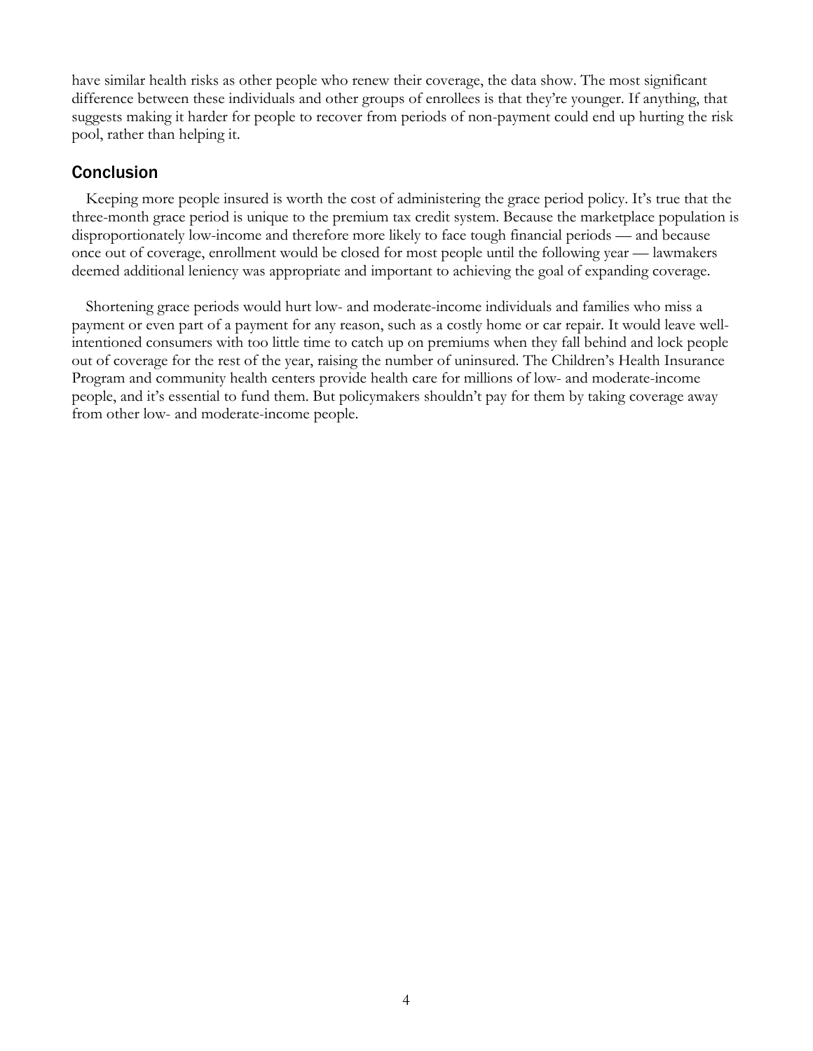have similar health risks as other people who renew their coverage, the data show. The most significant difference between these individuals and other groups of enrollees is that they're younger. If anything, that suggests making it harder for people to recover from periods of non-payment could end up hurting the risk pool, rather than helping it.

## Conclusion

Keeping more people insured is worth the cost of administering the grace period policy. It's true that the three-month grace period is unique to the premium tax credit system. Because the marketplace population is disproportionately low-income and therefore more likely to face tough financial periods — and because once out of coverage, enrollment would be closed for most people until the following year — lawmakers deemed additional leniency was appropriate and important to achieving the goal of expanding coverage.

Shortening grace periods would hurt low- and moderate-income individuals and families who miss a payment or even part of a payment for any reason, such as a costly home or car repair. It would leave well-intentioned consumers with too little time to catch up on premiums when they fall behind and lock people out of coverage for the rest of the year, raising the number of uninsured. The Children's Health Insurance Program and community health centers provide health care for millions of low- and moderate-income people, and it's essential to fund them. But policymakers shouldn't pay for them by taking coverage away from other low- and moderate-income people.